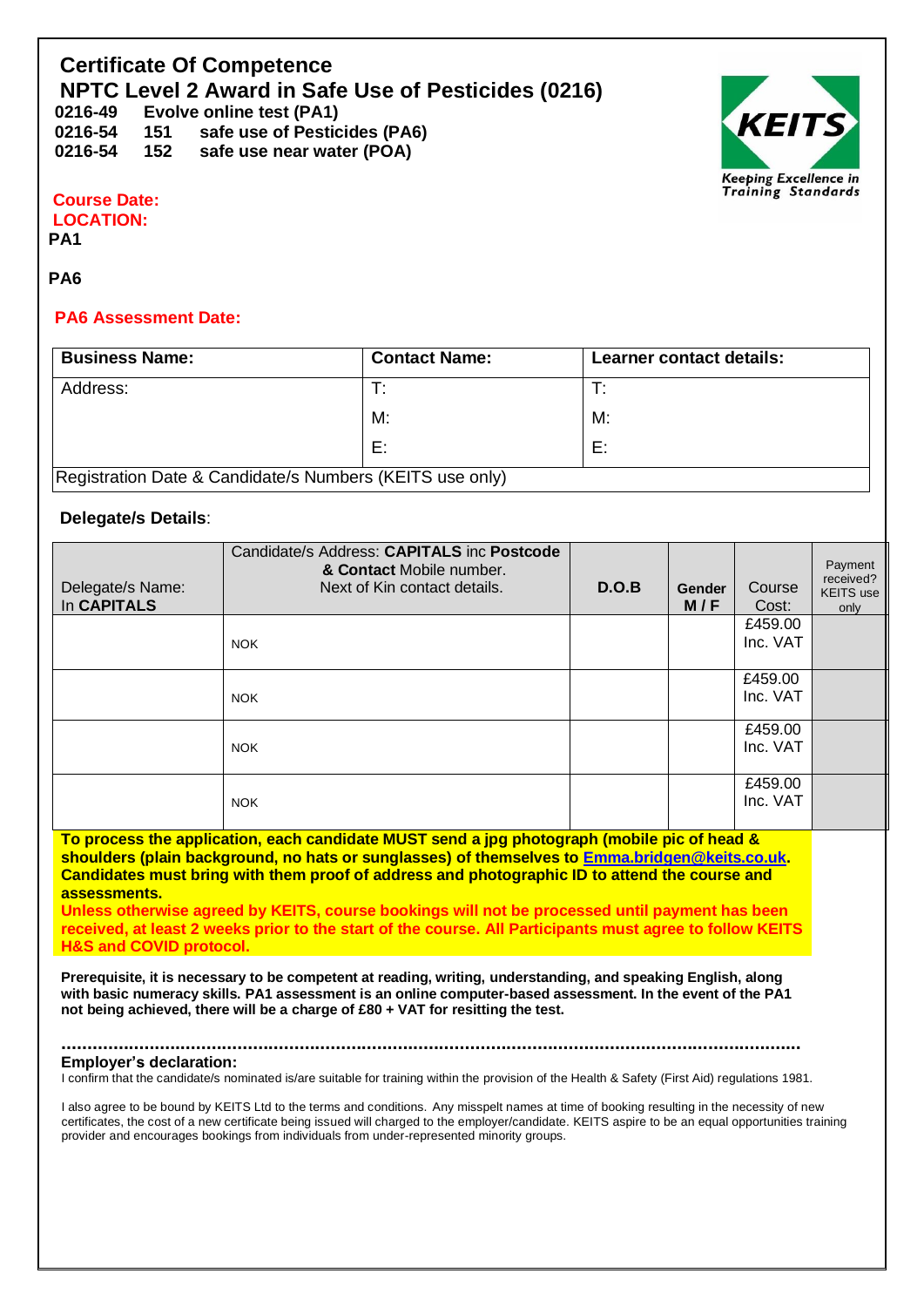# Certificate Of Competence

## NPTC Level 2 Award in Safe Use of Pesticides (0216)

**0216-49 Evolve online test (PA1)**
**0216-54 151 safe use of Pesticides (PA6)**
**0216-54 152 safe use near water (POA)**

KEITS
Keeping Excellence in Training Standards

**Course Date:**
**LOCATION:**
**PA1**

**PA6**

**PA6 Assessment Date:**

| **Business Name:** | **Contact Name:** | **Learner contact details:** |
|---|---|---|
| Address: | T: | T: |
| | M: | M: |
| | E: | E: |
| Registration Date & Candidate/s Numbers (KEITS use only) | | |

**Delegate/s Details**:

| Delegate/s Name: In **CAPITALS** | Candidate/s Address: **CAPITALS** inc **Postcode & Contact** Mobile number. Next of Kin contact details. | **D.O.B** | **Gender M / F** | Course Cost: | Payment received? KEITS use only |
|---|---|---|---|---|---|
| | NOK | | | £459.00 Inc. VAT | |
| | NOK | | | £459.00 Inc. VAT | |
| | NOK | | | £459.00 Inc. VAT | |
| | NOK | | | £459.00 Inc. VAT | |

**To process the application, each candidate MUST send a jpg photograph (mobile pic of head & shoulders (plain background, no hats or sunglasses) of themselves to Emma.bridgen@keits.co.uk. Candidates must bring with them proof of address and photographic ID to attend the course and assessments.**
**Unless otherwise agreed by KEITS, course bookings will not be processed until payment has been received, at least 2 weeks prior to the start of the course. All Participants must agree to follow KEITS H&S and COVID protocol.**

**Prerequisite, it is necessary to be competent at reading, writing, understanding, and speaking English, along with basic numeracy skills. PA1 assessment is an online computer-based assessment. In the event of the PA1 not being achieved, there will be a charge of £80 + VAT for resitting the test.**

**…………………………………………………………………………………………………………………………**
**Employer's declaration:**
I confirm that the candidate/s nominated is/are suitable for training within the provision of the Health & Safety (First Aid) regulations 1981.

I also agree to be bound by KEITS Ltd to the terms and conditions. Any misspelt names at time of booking resulting in the necessity of new certificates, the cost of a new certificate being issued will charged to the employer/candidate. KEITS aspire to be an equal opportunities training provider and encourages bookings from individuals from under-represented minority groups.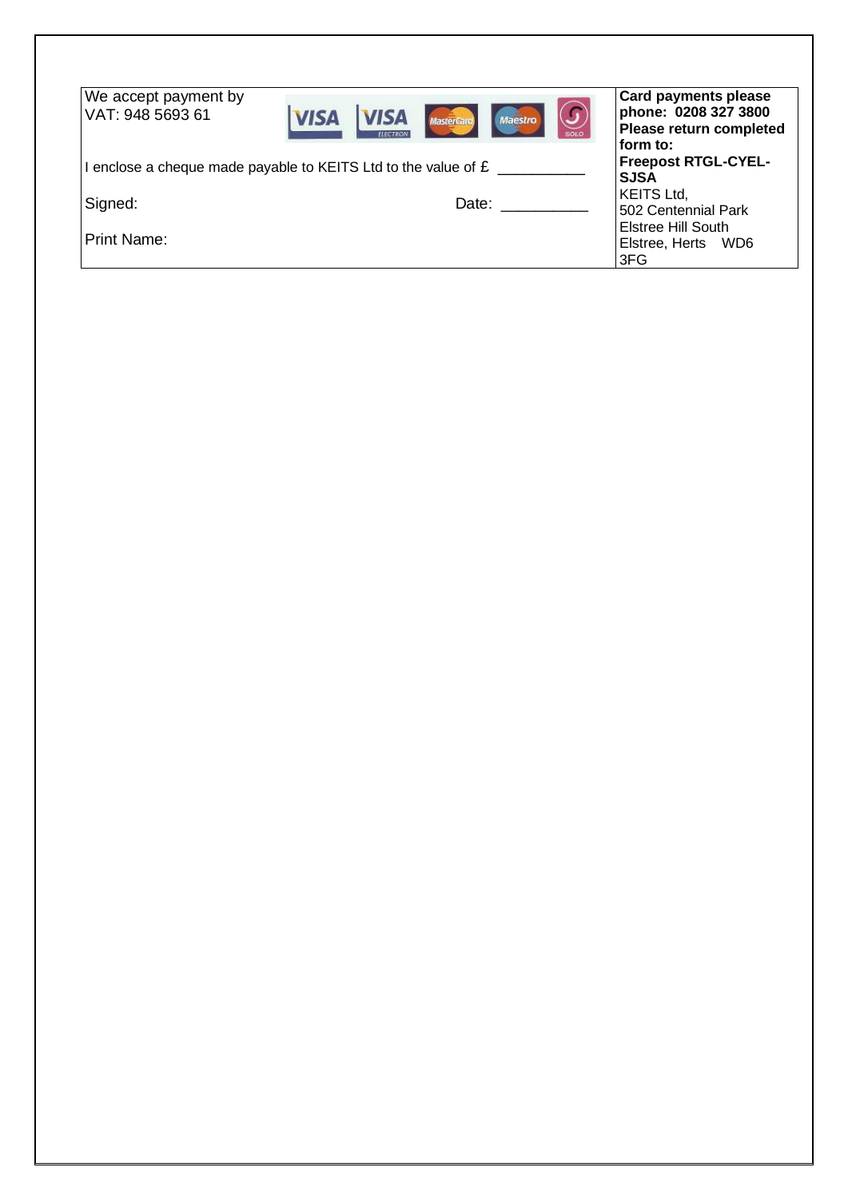| | |
|---|---|
| We accept payment by<br>VAT: 948 5693 61<br><br>I enclose a cheque made payable to KEITS Ltd to the value of £ __________<br><br>Signed: Date: __________<br><br>Print Name: | **Card payments please phone: 0208 327 3800**<br>**Please return completed form to:**<br>**Freepost RTGL-CYEL-SJSA**<br>KEITS Ltd,<br>502 Centennial Park<br>Elstree Hill South<br>Elstree, Herts WD6 3FG |